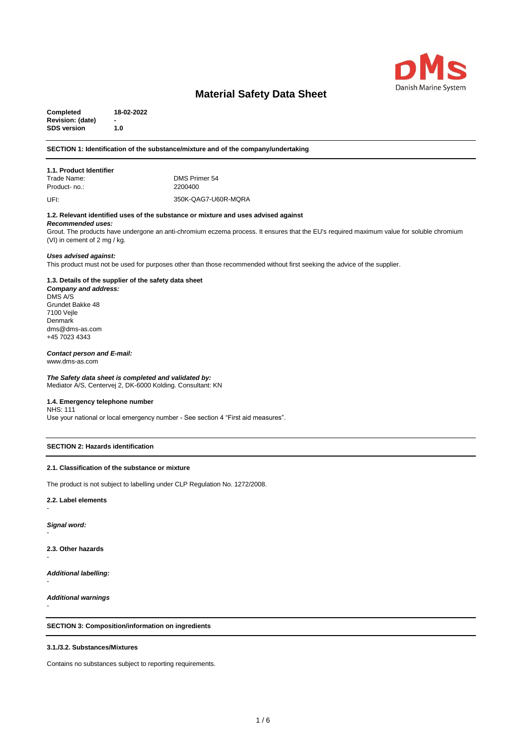# Material Safety Data Sheet

**Completed** **18-02-2022**
**Revision: (date)** **-**
**SDS version** **1.0**

## SECTION 1: Identification of the substance/mixture and of the company/undertaking

### 1.1. Product Identifier

| | |
|---|---|
| Trade Name: | DMS Primer 54 |
| Product- no.: | 2200400 |
| UFI: | 350K-QAG7-U60R-MQRA |

### 1.2. Relevant identified uses of the substance or mixture and uses advised against

***Recommended uses:***

Grout. The products have undergone an anti-chromium eczema process. It ensures that the EU's required maximum value for soluble chromium (VI) in cement of 2 mg / kg.

***Uses advised against:***

This product must not be used for purposes other than those recommended without first seeking the advice of the supplier.

### 1.3. Details of the supplier of the safety data sheet

***Company and address:***

DMS A/S
Grundet Bakke 48
7100 Vejle
Denmark
dms@dms-as.com
+45 7023 4343

***Contact person and E-mail:***

www.dms-as.com

***The Safety data sheet is completed and validated by:***

Mediator A/S, Centervej 2, DK-6000 Kolding. Consultant: KN

### 1.4. Emergency telephone number

NHS: 111
Use your national or local emergency number - See section 4 “First aid measures”.

## SECTION 2: Hazards identification

### 2.1. Classification of the substance or mixture

The product is not subject to labelling under CLP Regulation No. 1272/2008.

### 2.2. Label elements

-

***Signal word:***

-

### 2.3. Other hazards

-

***Additional labelling:***

-

***Additional warnings***

-

## SECTION 3: Composition/information on ingredients

### 3.1./3.2. Substances/Mixtures

Contains no substances subject to reporting requirements.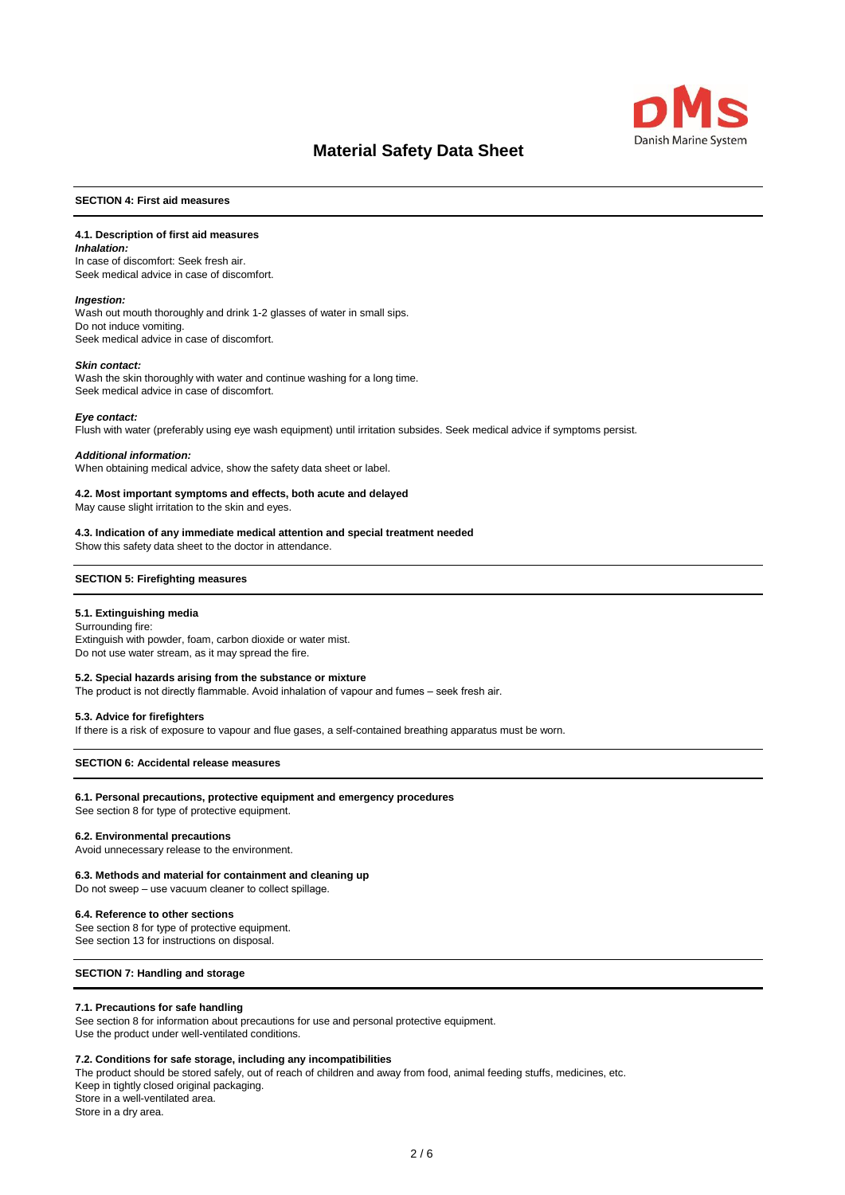## SECTION 4: First aid measures

### 4.1. Description of first aid measures

***Inhalation:***
In case of discomfort: Seek fresh air.
Seek medical advice in case of discomfort.

***Ingestion:***
Wash out mouth thoroughly and drink 1-2 glasses of water in small sips.
Do not induce vomiting.
Seek medical advice in case of discomfort.

***Skin contact:***
Wash the skin thoroughly with water and continue washing for a long time.
Seek medical advice in case of discomfort.

***Eye contact:***
Flush with water (preferably using eye wash equipment) until irritation subsides. Seek medical advice if symptoms persist.

***Additional information:***
When obtaining medical advice, show the safety data sheet or label.

### 4.2. Most important symptoms and effects, both acute and delayed

May cause slight irritation to the skin and eyes.

### 4.3. Indication of any immediate medical attention and special treatment needed

Show this safety data sheet to the doctor in attendance.

## SECTION 5: Firefighting measures

### 5.1. Extinguishing media

Surrounding fire:
Extinguish with powder, foam, carbon dioxide or water mist.
Do not use water stream, as it may spread the fire.

### 5.2. Special hazards arising from the substance or mixture

The product is not directly flammable. Avoid inhalation of vapour and fumes – seek fresh air.

### 5.3. Advice for firefighters

If there is a risk of exposure to vapour and flue gases, a self-contained breathing apparatus must be worn.

## SECTION 6: Accidental release measures

### 6.1. Personal precautions, protective equipment and emergency procedures

See section 8 for type of protective equipment.

### 6.2. Environmental precautions

Avoid unnecessary release to the environment.

### 6.3. Methods and material for containment and cleaning up

Do not sweep – use vacuum cleaner to collect spillage.

### 6.4. Reference to other sections

See section 8 for type of protective equipment.
See section 13 for instructions on disposal.

## SECTION 7: Handling and storage

### 7.1. Precautions for safe handling

See section 8 for information about precautions for use and personal protective equipment.
Use the product under well-ventilated conditions.

### 7.2. Conditions for safe storage, including any incompatibilities

The product should be stored safely, out of reach of children and away from food, animal feeding stuffs, medicines, etc.
Keep in tightly closed original packaging.
Store in a well-ventilated area.
Store in a dry area.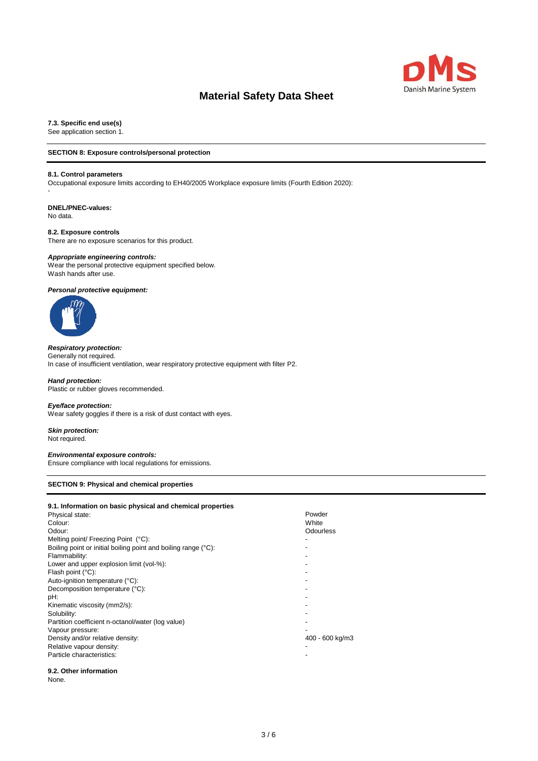### 7.3. Specific end use(s)

See application section 1.

## SECTION 8: Exposure controls/personal protection

### 8.1. Control parameters

Occupational exposure limits according to EH40/2005 Workplace exposure limits (Fourth Edition 2020):

-

**DNEL/PNEC-values:**

No data.

### 8.2. Exposure controls

There are no exposure scenarios for this product.

***Appropriate engineering controls:***

Wear the personal protective equipment specified below.
Wash hands after use.

***Personal protective equipment:***

***Respiratory protection:***

Generally not required.
In case of insufficient ventilation, wear respiratory protective equipment with filter P2.

***Hand protection:***

Plastic or rubber gloves recommended.

***Eye/face protection:***

Wear safety goggles if there is a risk of dust contact with eyes.

***Skin protection:***

Not required.

***Environmental exposure controls:***

Ensure compliance with local regulations for emissions.

## SECTION 9: Physical and chemical properties

### 9.1. Information on basic physical and chemical properties

| Property | Value |
|---|---|
| Physical state: | Powder |
| Colour: | White |
| Odour: | Odourless |
| Melting point/ Freezing Point (°C): | - |
| Boiling point or initial boiling point and boiling range (°C): | - |
| Flammability: | - |
| Lower and upper explosion limit (vol-%): | - |
| Flash point (°C): | - |
| Auto-ignition temperature (°C): | - |
| Decomposition temperature (°C): | - |
| pH: | - |
| Kinematic viscosity (mm2/s): | - |
| Solubility: | - |
| Partition coefficient n-octanol/water (log value) | - |
| Vapour pressure: | - |
| Density and/or relative density: | 400 - 600 kg/m3 |
| Relative vapour density: | - |
| Particle characteristics: | - |

### 9.2. Other information

None.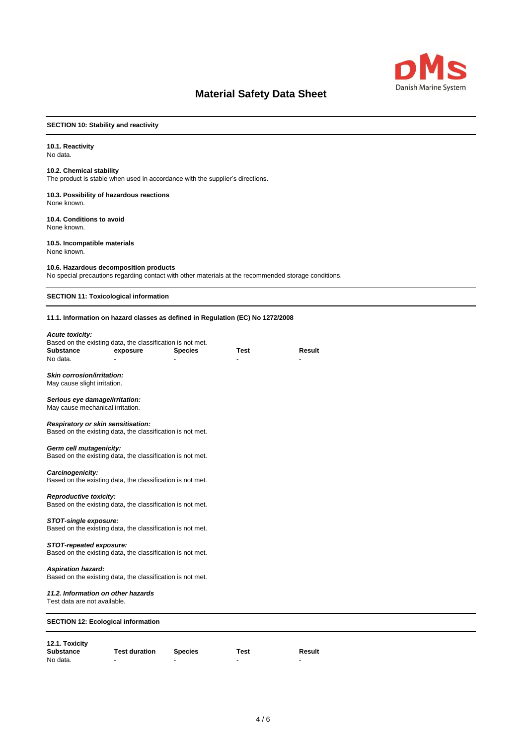## SECTION 10: Stability and reactivity

**10.1. Reactivity**
No data.

**10.2. Chemical stability**
The product is stable when used in accordance with the supplier's directions.

**10.3. Possibility of hazardous reactions**
None known.

**10.4. Conditions to avoid**
None known.

**10.5. Incompatible materials**
None known.

**10.6. Hazardous decomposition products**
No special precautions regarding contact with other materials at the recommended storage conditions.

## SECTION 11: Toxicological information

**11.1. Information on hazard classes as defined in Regulation (EC) No 1272/2008**

***Acute toxicity:***
Based on the existing data, the classification is not met.

| Substance | exposure | Species | Test | Result |
|---|---|---|---|---|
| No data. | - | - | - | - |

***Skin corrosion/irritation:***
May cause slight irritation.

***Serious eye damage/irritation:***
May cause mechanical irritation.

***Respiratory or skin sensitisation:***
Based on the existing data, the classification is not met.

***Germ cell mutagenicity:***
Based on the existing data, the classification is not met.

***Carcinogenicity:***
Based on the existing data, the classification is not met.

***Reproductive toxicity:***
Based on the existing data, the classification is not met.

***STOT-single exposure:***
Based on the existing data, the classification is not met.

***STOT-repeated exposure:***
Based on the existing data, the classification is not met.

***Aspiration hazard:***
Based on the existing data, the classification is not met.

***11.2. Information on other hazards***
Test data are not available.

## SECTION 12: Ecological information

**12.1. Toxicity**

| Substance | Test duration | Species | Test | Result |
|---|---|---|---|---|
| No data. | - | - | - | - |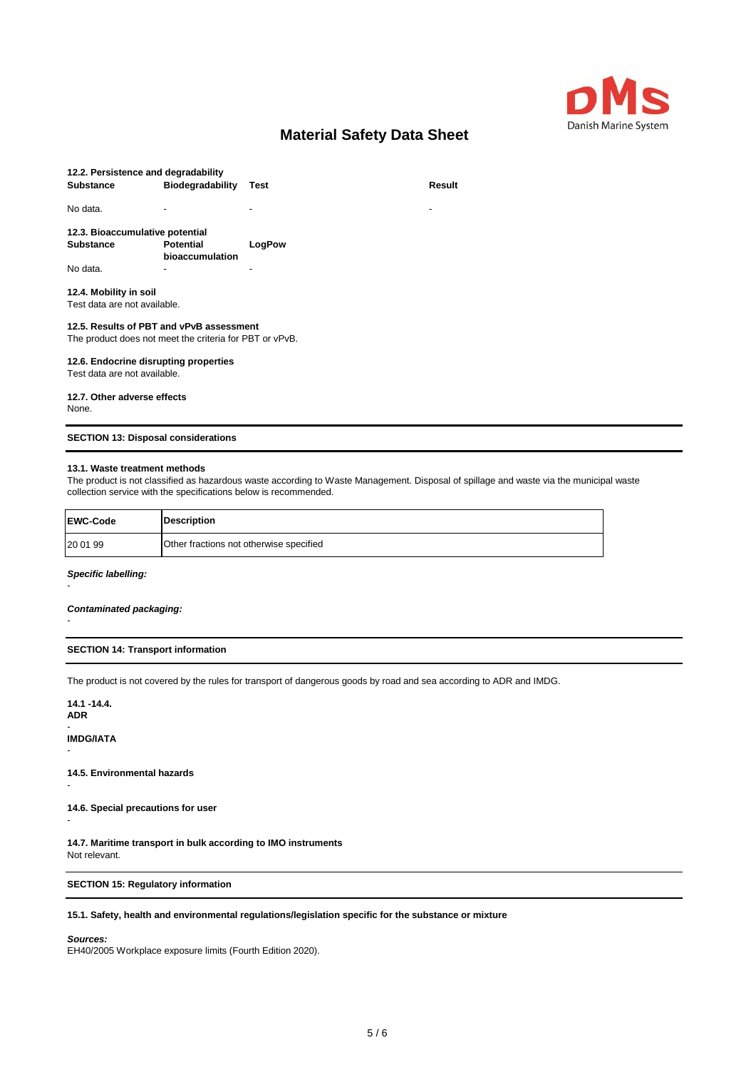**12.2. Persistence and degradability**

| Substance | Biodegradability | Test | Result |
|---|---|---|---|
| No data. | - | - | - |

**12.3. Bioaccumulative potential**

| Substance | Potential bioaccumulation | LogPow |
|---|---|---|
| No data. | - | - |

**12.4. Mobility in soil**
Test data are not available.

**12.5. Results of PBT and vPvB assessment**
The product does not meet the criteria for PBT or vPvB.

**12.6. Endocrine disrupting properties**
Test data are not available.

**12.7. Other adverse effects**
None.

## SECTION 13: Disposal considerations

**13.1. Waste treatment methods**
The product is not classified as hazardous waste according to Waste Management. Disposal of spillage and waste via the municipal waste collection service with the specifications below is recommended.

| EWC-Code | Description |
|---|---|
| 20 01 99 | Other fractions not otherwise specified |

***Specific labelling:***
-

***Contaminated packaging:***
-

## SECTION 14: Transport information

The product is not covered by the rules for transport of dangerous goods by road and sea according to ADR and IMDG.

**14.1 -14.4.**
**ADR**
-
**IMDG/IATA**
-

**14.5. Environmental hazards**
-

**14.6. Special precautions for user**
-

**14.7. Maritime transport in bulk according to IMO instruments**
Not relevant.

## SECTION 15: Regulatory information

**15.1. Safety, health and environmental regulations/legislation specific for the substance or mixture**

***Sources:***
EH40/2005 Workplace exposure limits (Fourth Edition 2020).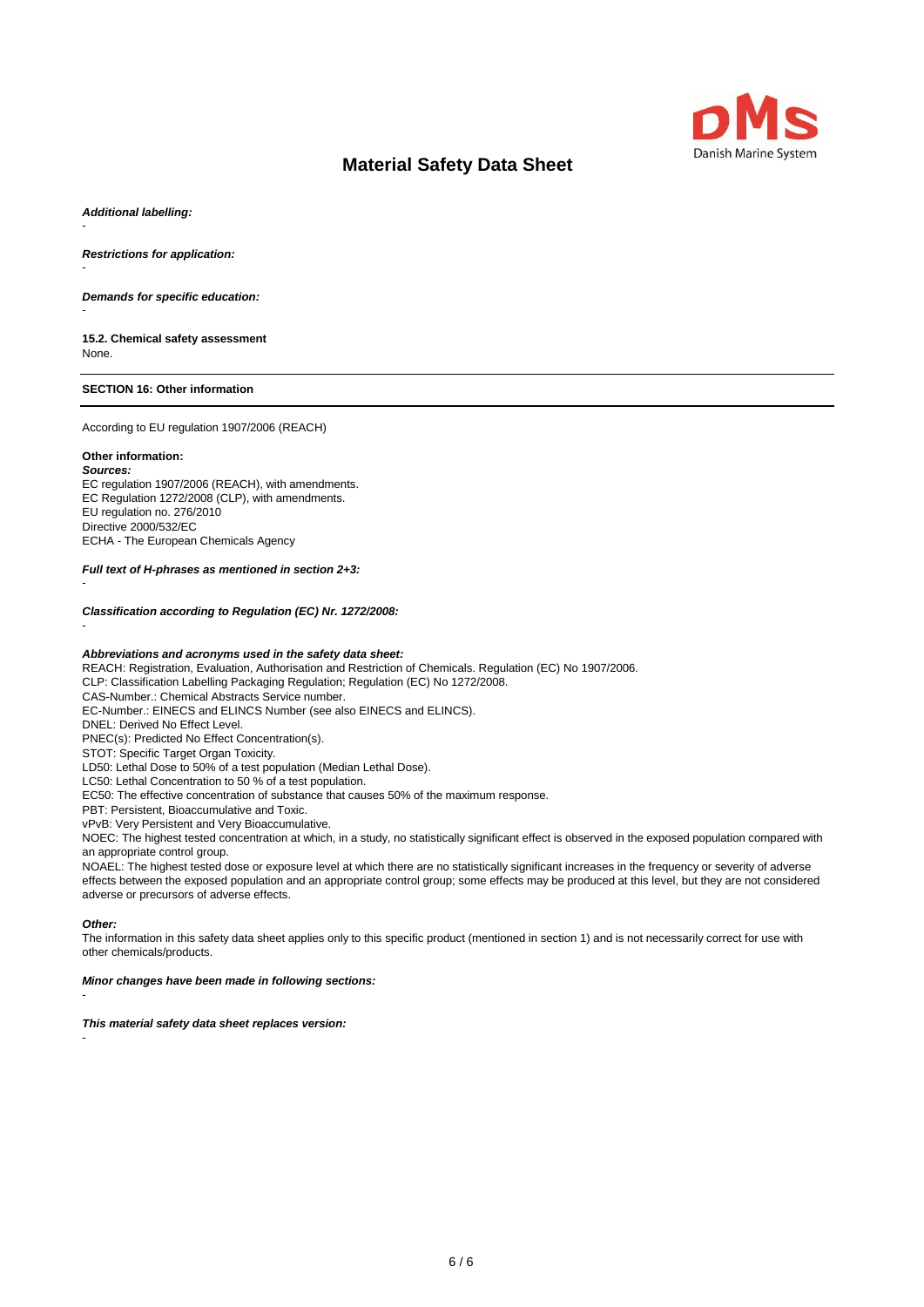**_Additional labelling:_**

-

**_Restrictions for application:_**

-

**_Demands for specific education:_**

-

**15.2. Chemical safety assessment**

None.

## SECTION 16: Other information

According to EU regulation 1907/2006 (REACH)

**Other information:**

**_Sources:_**

EC regulation 1907/2006 (REACH), with amendments.
EC Regulation 1272/2008 (CLP), with amendments.
EU regulation no. 276/2010
Directive 2000/532/EC
ECHA - The European Chemicals Agency

**_Full text of H-phrases as mentioned in section 2+3:_**

-

**_Classification according to Regulation (EC) Nr. 1272/2008:_**

-

**_Abbreviations and acronyms used in the safety data sheet:_**

REACH: Registration, Evaluation, Authorisation and Restriction of Chemicals. Regulation (EC) No 1907/2006.
CLP: Classification Labelling Packaging Regulation; Regulation (EC) No 1272/2008.
CAS-Number.: Chemical Abstracts Service number.
EC-Number.: EINECS and ELINCS Number (see also EINECS and ELINCS).
DNEL: Derived No Effect Level.
PNEC(s): Predicted No Effect Concentration(s).
STOT: Specific Target Organ Toxicity.
LD50: Lethal Dose to 50% of a test population (Median Lethal Dose).
LC50: Lethal Concentration to 50 % of a test population.
EC50: The effective concentration of substance that causes 50% of the maximum response.
PBT: Persistent, Bioaccumulative and Toxic.
vPvB: Very Persistent and Very Bioaccumulative.
NOEC: The highest tested concentration at which, in a study, no statistically significant effect is observed in the exposed population compared with an appropriate control group.
NOAEL: The highest tested dose or exposure level at which there are no statistically significant increases in the frequency or severity of adverse effects between the exposed population and an appropriate control group; some effects may be produced at this level, but they are not considered adverse or precursors of adverse effects.

**_Other:_**

The information in this safety data sheet applies only to this specific product (mentioned in section 1) and is not necessarily correct for use with other chemicals/products.

**_Minor changes have been made in following sections:_**

-

**_This material safety data sheet replaces version:_**

-